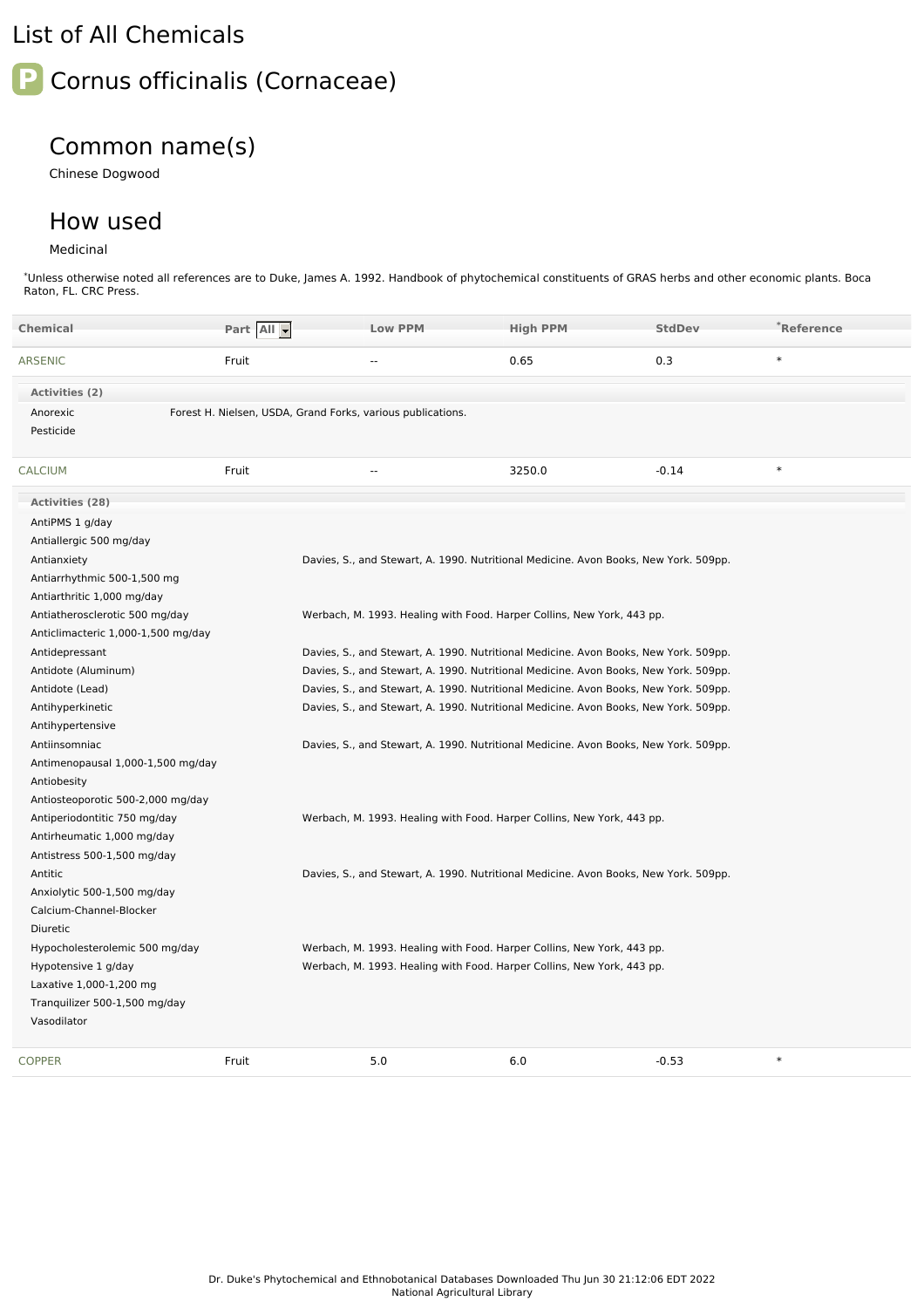# List of All Chemicals

## Cornus officinalis (Cornaceae)

### Common name(s)

Chinese Dogwood

### How used

Medicinal

*Unless otherwise noted all references are to Duke, James A. 1992. Handbook of phytochemical constituents of GRAS herbs and other economic plants. Boca Raton, FL. CRC Press.

| Chemical | Part | Low PPM | High PPM | StdDev | *Reference |
|---|---|---|---|---|---|
| ARSENIC | Fruit | -- | 0.65 | 0.3 | * |

**Activities (2)**

| Activity | Reference |
|---|---|
| Anorexic | Forest H. Nielsen, USDA, Grand Forks, various publications. |
| Pesticide | |

| Chemical | Part | Low PPM | High PPM | StdDev | *Reference |
|---|---|---|---|---|---|
| CALCIUM | Fruit | -- | 3250.0 | -0.14 | * |

**Activities (28)**

| Activity | Reference |
|---|---|
| AntiPMS 1 g/day | |
| Antiallergic 500 mg/day | |
| Antianxiety | Davies, S., and Stewart, A. 1990. Nutritional Medicine. Avon Books, New York. 509pp. |
| Antiarrhythmic 500-1,500 mg | |
| Antiarthritic 1,000 mg/day | |
| Antiatherosclerotic 500 mg/day | Werbach, M. 1993. Healing with Food. Harper Collins, New York, 443 pp. |
| Anticlimacteric 1,000-1,500 mg/day | |
| Antidepressant | Davies, S., and Stewart, A. 1990. Nutritional Medicine. Avon Books, New York. 509pp. |
| Antidote (Aluminum) | Davies, S., and Stewart, A. 1990. Nutritional Medicine. Avon Books, New York. 509pp. |
| Antidote (Lead) | Davies, S., and Stewart, A. 1990. Nutritional Medicine. Avon Books, New York. 509pp. |
| Antihyperkinetic | Davies, S., and Stewart, A. 1990. Nutritional Medicine. Avon Books, New York. 509pp. |
| Antihypertensive | |
| Antiinsomniac | Davies, S., and Stewart, A. 1990. Nutritional Medicine. Avon Books, New York. 509pp. |
| Antimenopausal 1,000-1,500 mg/day | |
| Antiobesity | |
| Antiosteoporotic 500-2,000 mg/day | |
| Antiperiodontitic 750 mg/day | Werbach, M. 1993. Healing with Food. Harper Collins, New York, 443 pp. |
| Antirheumatic 1,000 mg/day | |
| Antistress 500-1,500 mg/day | |
| Antitic | Davies, S., and Stewart, A. 1990. Nutritional Medicine. Avon Books, New York. 509pp. |
| Anxiolytic 500-1,500 mg/day | |
| Calcium-Channel-Blocker | |
| Diuretic | |
| Hypocholesterolemic 500 mg/day | Werbach, M. 1993. Healing with Food. Harper Collins, New York, 443 pp. |
| Hypotensive 1 g/day | Werbach, M. 1993. Healing with Food. Harper Collins, New York, 443 pp. |
| Laxative 1,000-1,200 mg | |
| Tranquilizer 500-1,500 mg/day | |
| Vasodilator | |

| Chemical | Part | Low PPM | High PPM | StdDev | *Reference |
|---|---|---|---|---|---|
| COPPER | Fruit | 5.0 | 6.0 | -0.53 | * |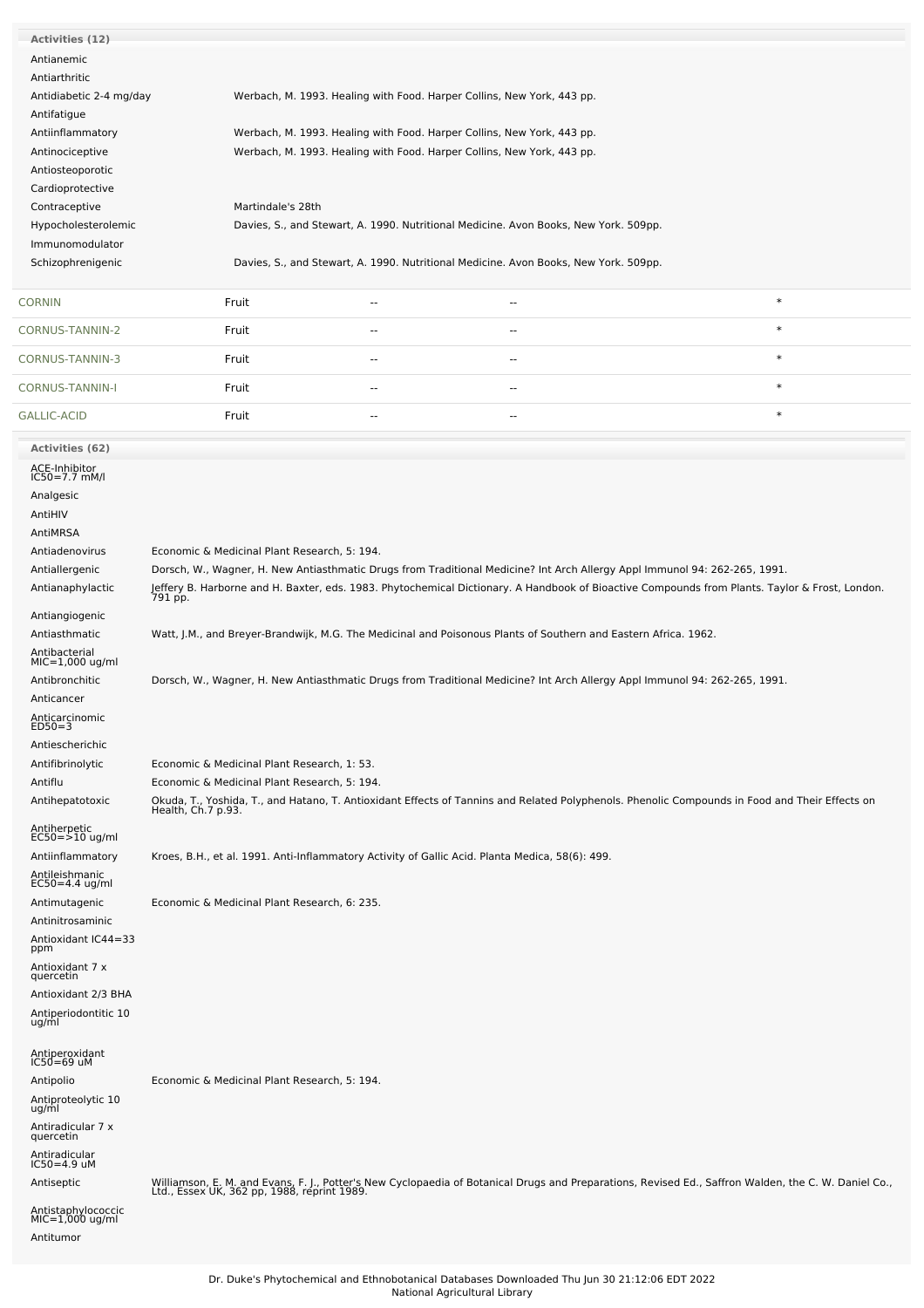**Activities (12)**

| Activity | Reference |
|---|---|
| Antianemic | |
| Antiarthritic | |
| Antidiabetic 2-4 mg/day | Werbach, M. 1993. Healing with Food. Harper Collins, New York, 443 pp. |
| Antifatigue | |
| Antiinflammatory | Werbach, M. 1993. Healing with Food. Harper Collins, New York, 443 pp. |
| Antinociceptive | Werbach, M. 1993. Healing with Food. Harper Collins, New York, 443 pp. |
| Antiosteoporotic | |
| Cardioprotective | |
| Contraceptive | Martindale's 28th |
| Hypocholesterolemic | Davies, S., and Stewart, A. 1990. Nutritional Medicine. Avon Books, New York. 509pp. |
| Immunomodulator | |
| Schizophrenigenic | Davies, S., and Stewart, A. 1990. Nutritional Medicine. Avon Books, New York. 509pp. |

| | | | | |
|---|---|---|---|---|
| CORNIN | Fruit | -- | -- | * |
| CORNUS-TANNIN-2 | Fruit | -- | -- | * |
| CORNUS-TANNIN-3 | Fruit | -- | -- | * |
| CORNUS-TANNIN-I | Fruit | -- | -- | * |
| GALLIC-ACID | Fruit | -- | -- | * |

**Activities (62)**

| Activity | Reference |
|---|---|
| ACE-Inhibitor IC50=7.7 mM/l | |
| Analgesic | |
| AntiHIV | |
| AntiMRSA | |
| Antiadenovirus | Economic & Medicinal Plant Research, 5: 194. |
| Antiallergenic | Dorsch, W., Wagner, H. New Antiasthmatic Drugs from Traditional Medicine? Int Arch Allergy Appl Immunol 94: 262-265, 1991. |
| Antianaphylactic | Jeffery B. Harborne and H. Baxter, eds. 1983. Phytochemical Dictionary. A Handbook of Bioactive Compounds from Plants. Taylor & Frost, London. 791 pp. |
| Antiangiogenic | |
| Antiasthmatic | Watt, J.M., and Breyer-Brandwijk, M.G. The Medicinal and Poisonous Plants of Southern and Eastern Africa. 1962. |
| Antibacterial MIC=1,000 ug/ml | |
| Antibronchitic | Dorsch, W., Wagner, H. New Antiasthmatic Drugs from Traditional Medicine? Int Arch Allergy Appl Immunol 94: 262-265, 1991. |
| Anticancer | |
| Anticarcinomic ED50=3 | |
| Antiescherichic | |
| Antifibrinolytic | Economic & Medicinal Plant Research, 1: 53. |
| Antiflu | Economic & Medicinal Plant Research, 5: 194. |
| Antihepatotoxic | Okuda, T., Yoshida, T., and Hatano, T. Antioxidant Effects of Tannins and Related Polyphenols. Phenolic Compounds in Food and Their Effects on Health, Ch.7 p.93. |
| Antiherpetic EC50=>10 ug/ml | |
| Antiinflammatory | Kroes, B.H., et al. 1991. Anti-Inflammatory Activity of Gallic Acid. Planta Medica, 58(6): 499. |
| Antileishmanic EC50=4.4 ug/ml | |
| Antimutagenic | Economic & Medicinal Plant Research, 6: 235. |
| Antinitrosaminic | |
| Antioxidant IC44=33 ppm | |
| Antioxidant 7 x quercetin | |
| Antioxidant 2/3 BHA | |
| Antiperiodontitic 10 ug/ml | |
| Antiperoxidant IC50=69 uM | |
| Antipolio | Economic & Medicinal Plant Research, 5: 194. |
| Antiproteolytic 10 ug/ml | |
| Antiradicular 7 x quercetin | |
| Antiradicular IC50=4.9 uM | |
| Antiseptic | Williamson, E. M. and Evans, F. J., Potter's New Cyclopaedia of Botanical Drugs and Preparations, Revised Ed., Saffron Walden, the C. W. Daniel Co., Ltd., Essex UK, 362 pp, 1988, reprint 1989. |
| Antistaphylococcic MIC=1,000 ug/ml | |
| Antitumor | |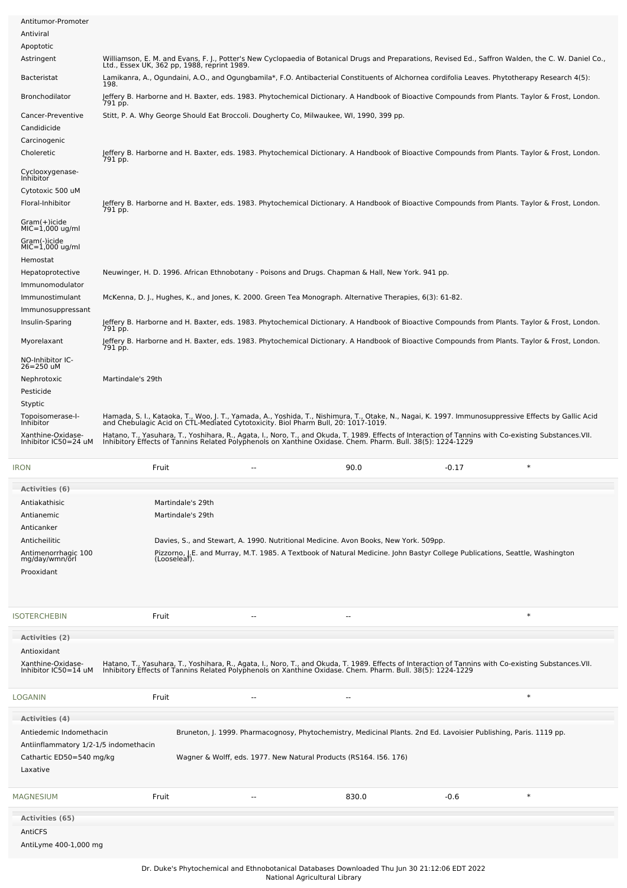| Activity | Reference |
|---|---|
| Antitumor-Promoter | |
| Antiviral | |
| Apoptotic | |
| Astringent | Williamson, E. M. and Evans, F. J., Potter's New Cyclopaedia of Botanical Drugs and Preparations, Revised Ed., Saffron Walden, the C. W. Daniel Co., Ltd., Essex UK, 362 pp, 1988, reprint 1989. |
| Bacteristat | Lamikanra, A., Ogundaini, A.O., and Ogungbamila*, F.O. Antibacterial Constituents of Alchornea cordifolia Leaves. Phytotherapy Research 4(5): 198. |
| Bronchodilator | Jeffery B. Harborne and H. Baxter, eds. 1983. Phytochemical Dictionary. A Handbook of Bioactive Compounds from Plants. Taylor & Frost, London. 791 pp. |
| Cancer-Preventive | Stitt, P. A. Why George Should Eat Broccoli. Dougherty Co, Milwaukee, WI, 1990, 399 pp. |
| Candidicide | |
| Carcinogenic | |
| Choleretic | Jeffery B. Harborne and H. Baxter, eds. 1983. Phytochemical Dictionary. A Handbook of Bioactive Compounds from Plants. Taylor & Frost, London. 791 pp. |
| Cyclooxygenase-Inhibitor | |
| Cytotoxic 500 uM | |
| Floral-Inhibitor | Jeffery B. Harborne and H. Baxter, eds. 1983. Phytochemical Dictionary. A Handbook of Bioactive Compounds from Plants. Taylor & Frost, London. 791 pp. |
| Gram(+)icide MIC=1,000 ug/ml | |
| Gram(-)icide MIC=1,000 ug/ml | |
| Hemostat | |
| Hepatoprotective | Neuwinger, H. D. 1996. African Ethnobotany - Poisons and Drugs. Chapman & Hall, New York. 941 pp. |
| Immunomodulator | |
| Immunostimulant | McKenna, D. J., Hughes, K., and Jones, K. 2000. Green Tea Monograph. Alternative Therapies, 6(3): 61-82. |
| Immunosuppressant | |
| Insulin-Sparing | Jeffery B. Harborne and H. Baxter, eds. 1983. Phytochemical Dictionary. A Handbook of Bioactive Compounds from Plants. Taylor & Frost, London. 791 pp. |
| Myorelaxant | Jeffery B. Harborne and H. Baxter, eds. 1983. Phytochemical Dictionary. A Handbook of Bioactive Compounds from Plants. Taylor & Frost, London. 791 pp. |
| NO-Inhibitor IC-26=250 uM | |
| Nephrotoxic | Martindale's 29th |
| Pesticide | |
| Styptic | |
| Topoisomerase-I-Inhibitor | Hamada, S. I., Kataoka, T., Woo, J. T., Yamada, A., Yoshida, T., Nishimura, T., Otake, N., Nagai, K. 1997. Immunosuppressive Effects by Gallic Acid and Chebulagic Acid on CTL-Mediated Cytotoxicity. Biol Pharm Bull, 20: 1017-1019. |
| Xanthine-Oxidase-Inhibitor IC50=24 uM | Hatano, T., Yasuhara, T., Yoshihara, R., Agata, I., Noro, T., and Okuda, T. 1989. Effects of Interaction of Tannins with Co-existing Substances.VII. Inhibitory Effects of Tannins Related Polyphenols on Xanthine Oxidase. Chem. Pharm. Bull. 38(5): 1224-1229 |

| IRON | Fruit | -- | 90.0 | -0.17 | * |
|---|---|---|---|---|---|

**Activities (6)**

| Activity | Reference |
|---|---|
| Antiakathisic | Martindale's 29th |
| Antianemic | Martindale's 29th |
| Anticanker | |
| Anticheilitic | Davies, S., and Stewart, A. 1990. Nutritional Medicine. Avon Books, New York. 509pp. |
| Antimenorrhagic 100 mg/day/wmn/orl | Pizzorno, J.E. and Murray, M.T. 1985. A Textbook of Natural Medicine. John Bastyr College Publications, Seattle, Washington (Looseleaf). |
| Prooxidant | |

| ISOTERCHEBIN | Fruit | -- | -- | | * |
|---|---|---|---|---|---|

**Activities (2)**

| Activity | Reference |
|---|---|
| Antioxidant | |
| Xanthine-Oxidase-Inhibitor IC50=14 uM | Hatano, T., Yasuhara, T., Yoshihara, R., Agata, I., Noro, T., and Okuda, T. 1989. Effects of Interaction of Tannins with Co-existing Substances.VII. Inhibitory Effects of Tannins Related Polyphenols on Xanthine Oxidase. Chem. Pharm. Bull. 38(5): 1224-1229 |

| LOGANIN | Fruit | -- | -- | | * |
|---|---|---|---|---|---|

**Activities (4)**

| Activity | Reference |
|---|---|
| Antiedemic Indomethacin | Bruneton, J. 1999. Pharmacognosy, Phytochemistry, Medicinal Plants. 2nd Ed. Lavoisier Publishing, Paris. 1119 pp. |
| Antiinflammatory 1/2-1/5 indomethacin | |
| Cathartic ED50=540 mg/kg | Wagner & Wolff, eds. 1977. New Natural Products (RS164. I56. 176) |
| Laxative | |

| MAGNESIUM | Fruit | -- | 830.0 | -0.6 | * |
|---|---|---|---|---|---|

**Activities (65)**

| Activity | Reference |
|---|---|
| AntiCFS | |
| AntiLyme 400-1,000 mg | |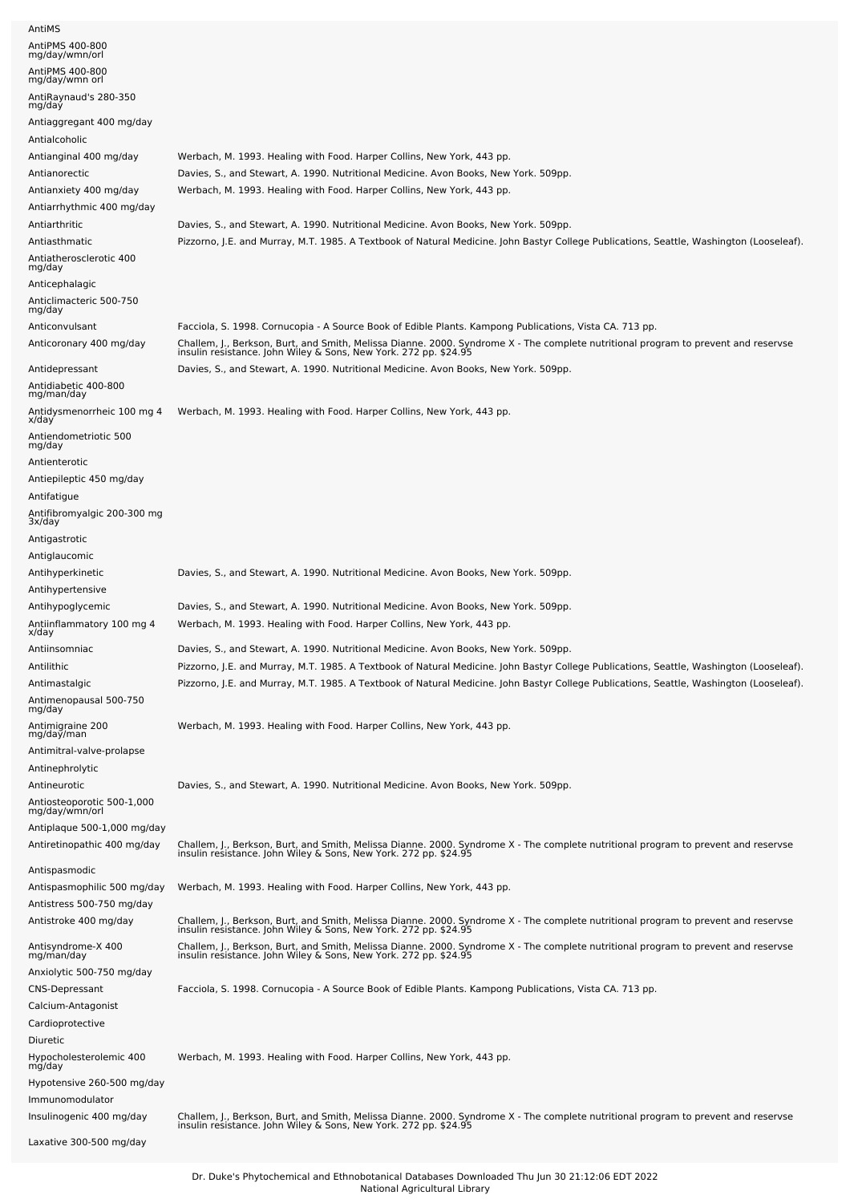| | |
|---|---|
| AntiMS | |
| AntiPMS 400-800 mg/day/wmn/orl | |
| AntiPMS 400-800 mg/day/wmn orl | |
| AntiRaynaud's 280-350 mg/day | |
| Antiaggregant 400 mg/day | |
| Antialcoholic | |
| Antianginal 400 mg/day | Werbach, M. 1993. Healing with Food. Harper Collins, New York, 443 pp. |
| Antianorectic | Davies, S., and Stewart, A. 1990. Nutritional Medicine. Avon Books, New York. 509pp. |
| Antianxiety 400 mg/day | Werbach, M. 1993. Healing with Food. Harper Collins, New York, 443 pp. |
| Antiarrhythmic 400 mg/day | |
| Antiarthritic | Davies, S., and Stewart, A. 1990. Nutritional Medicine. Avon Books, New York. 509pp. |
| Antiasthmatic | Pizzorno, J.E. and Murray, M.T. 1985. A Textbook of Natural Medicine. John Bastyr College Publications, Seattle, Washington (Looseleaf). |
| Antiatherosclerotic 400 mg/day | |
| Anticephalagic | |
| Anticlimacteric 500-750 mg/day | |
| Anticonvulsant | Facciola, S. 1998. Cornucopia - A Source Book of Edible Plants. Kampong Publications, Vista CA. 713 pp. |
| Anticoronary 400 mg/day | Challem, J., Berkson, Burt, and Smith, Melissa Dianne. 2000. Syndrome X - The complete nutritional program to prevent and reservse insulin resistance. John Wiley & Sons, New York. 272 pp. $24.95 |
| Antidepressant | Davies, S., and Stewart, A. 1990. Nutritional Medicine. Avon Books, New York. 509pp. |
| Antidiabetic 400-800 mg/man/day | |
| Antidysmenorrheic 100 mg 4 x/day | Werbach, M. 1993. Healing with Food. Harper Collins, New York, 443 pp. |
| Antiendometriotic 500 mg/day | |
| Antienterotic | |
| Antiepileptic 450 mg/day | |
| Antifatigue | |
| Antifibromyalgic 200-300 mg 3x/day | |
| Antigastrotic | |
| Antiglaucomic | |
| Antihyperkinetic | Davies, S., and Stewart, A. 1990. Nutritional Medicine. Avon Books, New York. 509pp. |
| Antihypertensive | |
| Antihypoglycemic | Davies, S., and Stewart, A. 1990. Nutritional Medicine. Avon Books, New York. 509pp. |
| Antiinflammatory 100 mg 4 x/day | Werbach, M. 1993. Healing with Food. Harper Collins, New York, 443 pp. |
| Antiinsomniac | Davies, S., and Stewart, A. 1990. Nutritional Medicine. Avon Books, New York. 509pp. |
| Antilithic | Pizzorno, J.E. and Murray, M.T. 1985. A Textbook of Natural Medicine. John Bastyr College Publications, Seattle, Washington (Looseleaf). |
| Antimastalgic | Pizzorno, J.E. and Murray, M.T. 1985. A Textbook of Natural Medicine. John Bastyr College Publications, Seattle, Washington (Looseleaf). |
| Antimenopausal 500-750 mg/day | |
| Antimigraine 200 mg/day/man | Werbach, M. 1993. Healing with Food. Harper Collins, New York, 443 pp. |
| Antimitral-valve-prolapse | |
| Antinephrolytic | |
| Antineurotic | Davies, S., and Stewart, A. 1990. Nutritional Medicine. Avon Books, New York. 509pp. |
| Antiosteoporotic 500-1,000 mg/day/wmn/orl | |
| Antiplaque 500-1,000 mg/day | |
| Antiretinopathic 400 mg/day | Challem, J., Berkson, Burt, and Smith, Melissa Dianne. 2000. Syndrome X - The complete nutritional program to prevent and reservse insulin resistance. John Wiley & Sons, New York. 272 pp. $24.95 |
| Antispasmodic | |
| Antispasmophilic 500 mg/day | Werbach, M. 1993. Healing with Food. Harper Collins, New York, 443 pp. |
| Antistress 500-750 mg/day | |
| Antistroke 400 mg/day | Challem, J., Berkson, Burt, and Smith, Melissa Dianne. 2000. Syndrome X - The complete nutritional program to prevent and reservse insulin resistance. John Wiley & Sons, New York. 272 pp. $24.95 |
| Antisyndrome-X 400 mg/man/day | Challem, J., Berkson, Burt, and Smith, Melissa Dianne. 2000. Syndrome X - The complete nutritional program to prevent and reservse insulin resistance. John Wiley & Sons, New York. 272 pp. $24.95 |
| Anxiolytic 500-750 mg/day | |
| CNS-Depressant | Facciola, S. 1998. Cornucopia - A Source Book of Edible Plants. Kampong Publications, Vista CA. 713 pp. |
| Calcium-Antagonist | |
| Cardioprotective | |
| Diuretic | |
| Hypocholesterolemic 400 mg/day | Werbach, M. 1993. Healing with Food. Harper Collins, New York, 443 pp. |
| Hypotensive 260-500 mg/day | |
| Immunomodulator | |
| Insulinogenic 400 mg/day | Challem, J., Berkson, Burt, and Smith, Melissa Dianne. 2000. Syndrome X - The complete nutritional program to prevent and reservse insulin resistance. John Wiley & Sons, New York. 272 pp. $24.95 |
| Laxative 300-500 mg/day | |

Dr. Duke's Phytochemical and Ethnobotanical Databases Downloaded Thu Jun 30 21:12:06 EDT 2022
National Agricultural Library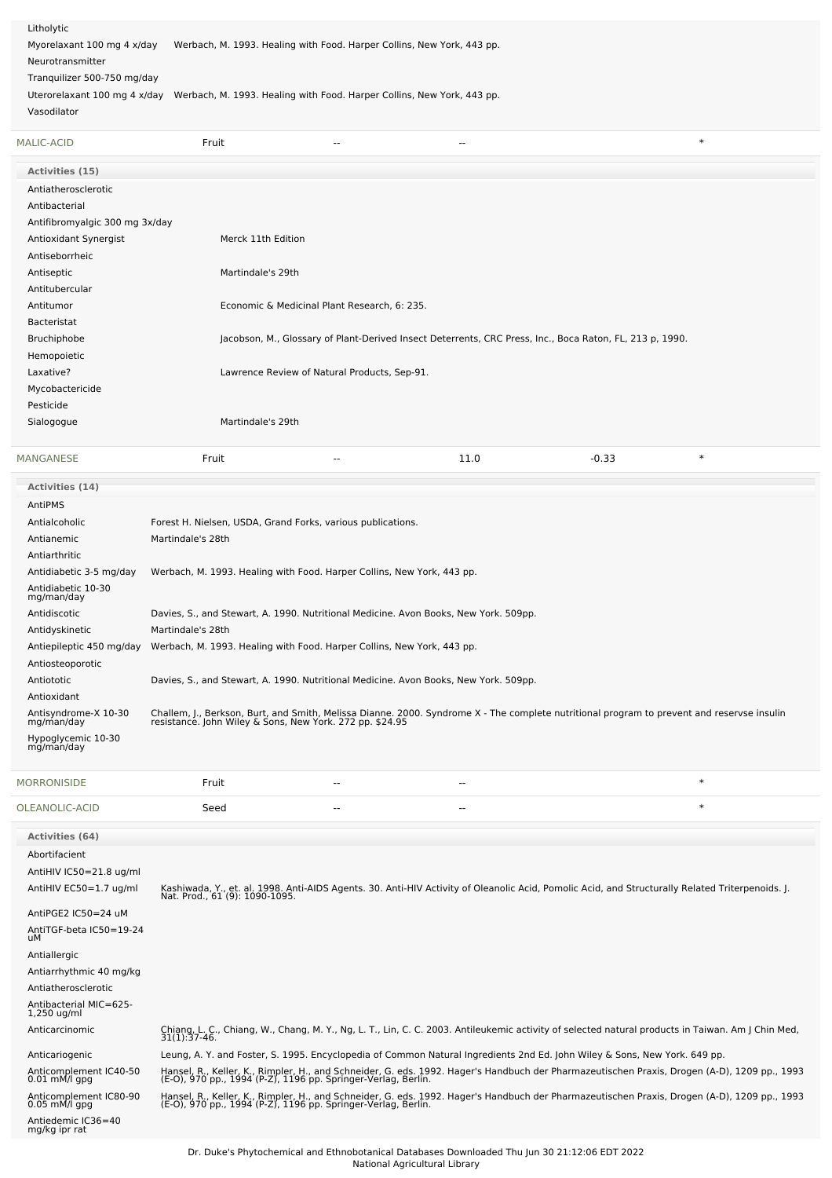| Activity | Reference |
|---|---|
| Litholytic | |
| Myorelaxant 100 mg 4 x/day | Werbach, M. 1993. Healing with Food. Harper Collins, New York, 443 pp. |
| Neurotransmitter | |
| Tranquilizer 500-750 mg/day | |
| Uterorelaxant 100 mg 4 x/day | Werbach, M. 1993. Healing with Food. Harper Collins, New York, 443 pp. |
| Vasodilator | |

| Chemical | Part | Low PPM | High PPM | StdDev | Refernce |
|---|---|---|---|---|---|
| MALIC-ACID | Fruit | -- | -- | | * |

**Activities (15)**

| Activity | Reference |
|---|---|
| Antiatherosclerotic | |
| Antibacterial | |
| Antifibromyalgic 300 mg 3x/day | |
| Antioxidant Synergist | Merck 11th Edition |
| Antiseborrheic | |
| Antiseptic | Martindale's 29th |
| Antitubercular | |
| Antitumor | Economic & Medicinal Plant Research, 6: 235. |
| Bacteristat | |
| Bruchiphobe | Jacobson, M., Glossary of Plant-Derived Insect Deterrents, CRC Press, Inc., Boca Raton, FL, 213 p, 1990. |
| Hemopoietic | |
| Laxative? | Lawrence Review of Natural Products, Sep-91. |
| Mycobactericide | |
| Pesticide | |
| Sialogogue | Martindale's 29th |

| Chemical | Part | Low PPM | High PPM | StdDev | Refernce |
|---|---|---|---|---|---|
| MANGANESE | Fruit | -- | 11.0 | -0.33 | * |

**Activities (14)**

| Activity | Reference |
|---|---|
| AntiPMS | |
| Antialcoholic | Forest H. Nielsen, USDA, Grand Forks, various publications. |
| Antianemic | Martindale's 28th |
| Antiarthritic | |
| Antidiabetic 3-5 mg/day | Werbach, M. 1993. Healing with Food. Harper Collins, New York, 443 pp. |
| Antidiabetic 10-30 mg/man/day | |
| Antidiscotic | Davies, S., and Stewart, A. 1990. Nutritional Medicine. Avon Books, New York. 509pp. |
| Antidyskinetic | Martindale's 28th |
| Antiepileptic 450 mg/day | Werbach, M. 1993. Healing with Food. Harper Collins, New York, 443 pp. |
| Antiosteoporotic | |
| Antiototic | Davies, S., and Stewart, A. 1990. Nutritional Medicine. Avon Books, New York. 509pp. |
| Antioxidant | |
| Antisyndrome-X 10-30 mg/man/day | Challem, J., Berkson, Burt, and Smith, Melissa Dianne. 2000. Syndrome X - The complete nutritional program to prevent and reservse insulin resistance. John Wiley & Sons, New York. 272 pp. $24.95 |
| Hypoglycemic 10-30 mg/man/day | |

| Chemical | Part | Low PPM | High PPM | StdDev | Refernce |
|---|---|---|---|---|---|
| MORRONISIDE | Fruit | -- | -- | | * |
| OLEANOLIC-ACID | Seed | -- | -- | | * |

**Activities (64)**

| Activity | Reference |
|---|---|
| Abortifacient | |
| AntiHIV IC50=21.8 ug/ml | |
| AntiHIV EC50=1.7 ug/ml | Kashiwada, Y., et. al. 1998. Anti-AIDS Agents. 30. Anti-HIV Activity of Oleanolic Acid, Pomolic Acid, and Structurally Related Triterpenoids. J. Nat. Prod., 61 (9): 1090-1095. |
| AntiPGE2 IC50=24 uM | |
| AntiTGF-beta IC50=19-24 uM | |
| Antiallergic | |
| Antiarrhythmic 40 mg/kg | |
| Antiatherosclerotic | |
| Antibacterial MIC=625-1,250 ug/ml | |
| Anticarcinomic | Chiang, L. C., Chiang, W., Chang, M. Y., Ng, L. T., Lin, C. C. 2003. Antileukemic activity of selected natural products in Taiwan. Am J Chin Med, 31(1):37-46. |
| Anticariogenic | Leung, A. Y. and Foster, S. 1995. Encyclopedia of Common Natural Ingredients 2nd Ed. John Wiley & Sons, New York. 649 pp. |
| Anticomplement IC40-50 0.01 mM/l gpg | Hansel, R., Keller, K., Rimpler, H., and Schneider, G. eds. 1992. Hager's Handbuch der Pharmazeutischen Praxis, Drogen (A-D), 1209 pp., 1993 (E-O), 970 pp., 1994 (P-Z), 1196 pp. Springer-Verlag, Berlin. |
| Anticomplement IC80-90 0.05 mM/l gpg | Hansel, R., Keller, K., Rimpler, H., and Schneider, G. eds. 1992. Hager's Handbuch der Pharmazeutischen Praxis, Drogen (A-D), 1209 pp., 1993 (E-O), 970 pp., 1994 (P-Z), 1196 pp. Springer-Verlag, Berlin. |
| Antiedemic IC36=40 mg/kg ipr rat | |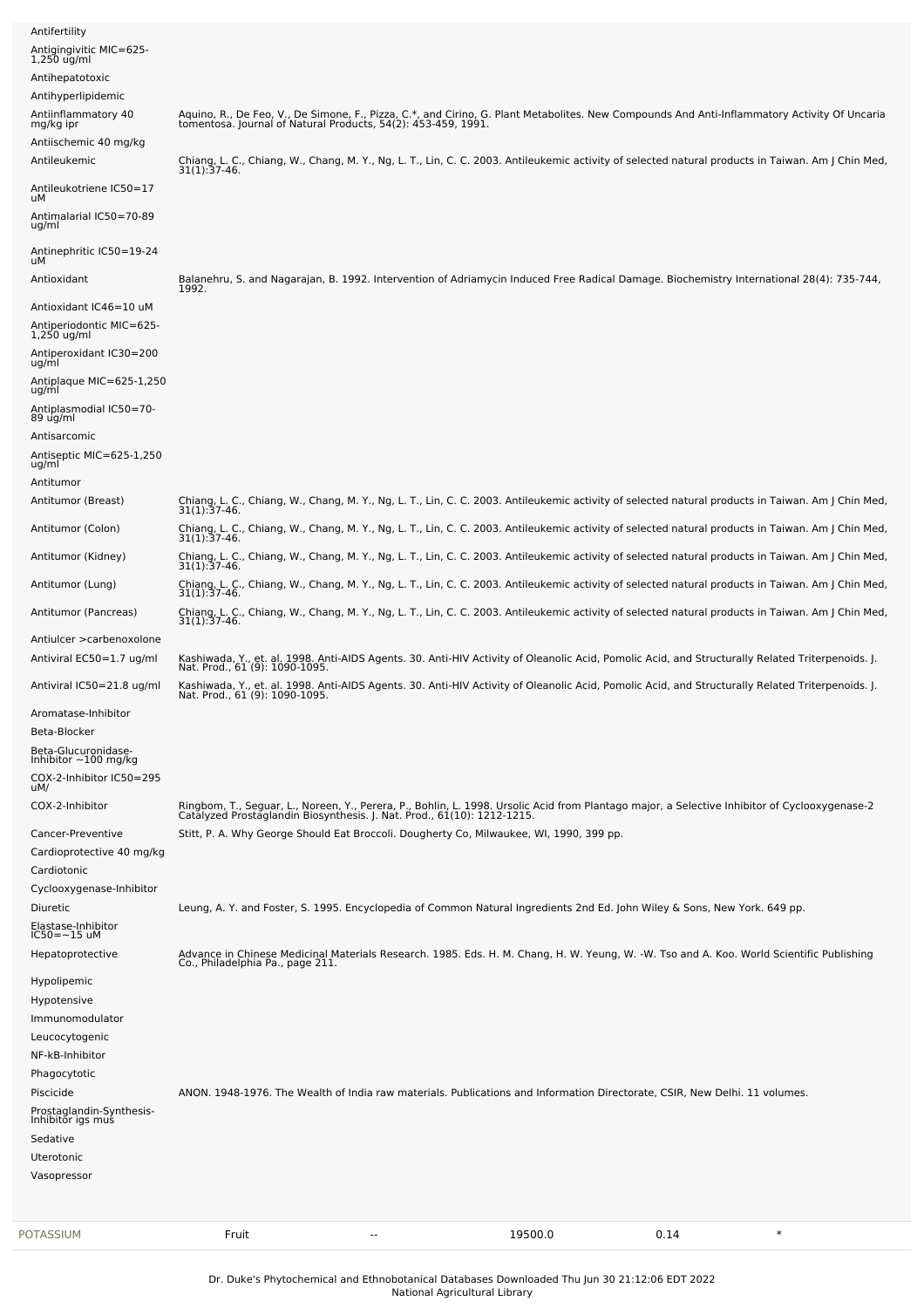| | |
|---|---|
| Antifertility | |
| Antigingivitic MIC=625-1,250 ug/ml | |
| Antihepatotoxic | |
| Antihyperlipidemic | |
| Antiinflammatory 40 mg/kg ipr | Aquino, R., De Feo, V., De Simone, F., Pizza, C.*, and Cirino, G. Plant Metabolites. New Compounds And Anti-Inflammatory Activity Of Uncaria tomentosa. Journal of Natural Products, 54(2): 453-459, 1991. |
| Antiischemic 40 mg/kg | |
| Antileukemic | Chiang, L. C., Chiang, W., Chang, M. Y., Ng, L. T., Lin, C. C. 2003. Antileukemic activity of selected natural products in Taiwan. Am J Chin Med, 31(1):37-46. |
| Antileukotriene IC50=17 uM | |
| Antimalarial IC50=70-89 ug/ml | |
| Antinephritic IC50=19-24 uM | |
| Antioxidant | Balanehru, S. and Nagarajan, B. 1992. Intervention of Adriamycin Induced Free Radical Damage. Biochemistry International 28(4): 735-744, 1992. |
| Antioxidant IC46=10 uM | |
| Antiperiodontic MIC=625-1,250 ug/ml | |
| Antiperoxidant IC30=200 ug/ml | |
| Antiplaque MIC=625-1,250 ug/ml | |
| Antiplasmodial IC50=70-89 ug/ml | |
| Antisarcomic | |
| Antiseptic MIC=625-1,250 ug/ml | |
| Antitumor | |
| Antitumor (Breast) | Chiang, L. C., Chiang, W., Chang, M. Y., Ng, L. T., Lin, C. C. 2003. Antileukemic activity of selected natural products in Taiwan. Am J Chin Med, 31(1):37-46. |
| Antitumor (Colon) | Chiang, L. C., Chiang, W., Chang, M. Y., Ng, L. T., Lin, C. C. 2003. Antileukemic activity of selected natural products in Taiwan. Am J Chin Med, 31(1):37-46. |
| Antitumor (Kidney) | Chiang, L. C., Chiang, W., Chang, M. Y., Ng, L. T., Lin, C. C. 2003. Antileukemic activity of selected natural products in Taiwan. Am J Chin Med, 31(1):37-46. |
| Antitumor (Lung) | Chiang, L. C., Chiang, W., Chang, M. Y., Ng, L. T., Lin, C. C. 2003. Antileukemic activity of selected natural products in Taiwan. Am J Chin Med, 31(1):37-46. |
| Antitumor (Pancreas) | Chiang, L. C., Chiang, W., Chang, M. Y., Ng, L. T., Lin, C. C. 2003. Antileukemic activity of selected natural products in Taiwan. Am J Chin Med, 31(1):37-46. |
| Antiulcer >carbenoxolone | |
| Antiviral EC50=1.7 ug/ml | Kashiwada, Y., et. al. 1998. Anti-AIDS Agents. 30. Anti-HIV Activity of Oleanolic Acid, Pomolic Acid, and Structurally Related Triterpenoids. J. Nat. Prod., 61 (9): 1090-1095. |
| Antiviral IC50=21.8 ug/ml | Kashiwada, Y., et. al. 1998. Anti-AIDS Agents. 30. Anti-HIV Activity of Oleanolic Acid, Pomolic Acid, and Structurally Related Triterpenoids. J. Nat. Prod., 61 (9): 1090-1095. |
| Aromatase-Inhibitor | |
| Beta-Blocker | |
| Beta-Glucuronidase-Inhibitor ~100 mg/kg | |
| COX-2-Inhibitor IC50=295 uM/ | |
| COX-2-Inhibitor | Ringbom, T., Seguar, L., Noreen, Y., Perera, P., Bohlin, L. 1998. Ursolic Acid from Plantago major, a Selective Inhibitor of Cyclooxygenase-2 Catalyzed Prostaglandin Biosynthesis. J. Nat. Prod., 61(10): 1212-1215. |
| Cancer-Preventive | Stitt, P. A. Why George Should Eat Broccoli. Dougherty Co, Milwaukee, WI, 1990, 399 pp. |
| Cardioprotective 40 mg/kg | |
| Cardiotonic | |
| Cyclooxygenase-Inhibitor | |
| Diuretic | Leung, A. Y. and Foster, S. 1995. Encyclopedia of Common Natural Ingredients 2nd Ed. John Wiley & Sons, New York. 649 pp. |
| Elastase-Inhibitor IC50=~15 uM | |
| Hepatoprotective | Advance in Chinese Medicinal Materials Research. 1985. Eds. H. M. Chang, H. W. Yeung, W. -W. Tso and A. Koo. World Scientific Publishing Co., Philadelphia Pa., page 211. |
| Hypolipemic | |
| Hypotensive | |
| Immunomodulator | |
| Leucocytogenic | |
| NF-kB-Inhibitor | |
| Phagocytotic | |
| Piscicide | ANON. 1948-1976. The Wealth of India raw materials. Publications and Information Directorate, CSIR, New Delhi. 11 volumes. |
| Prostaglandin-Synthesis-Inhibitor igs mus | |
| Sedative | |
| Uterotonic | |
| Vasopressor | |

| | | | | | |
|---|---|---|---|---|---|
| POTASSIUM | Fruit | -- | 19500.0 | 0.14 | * |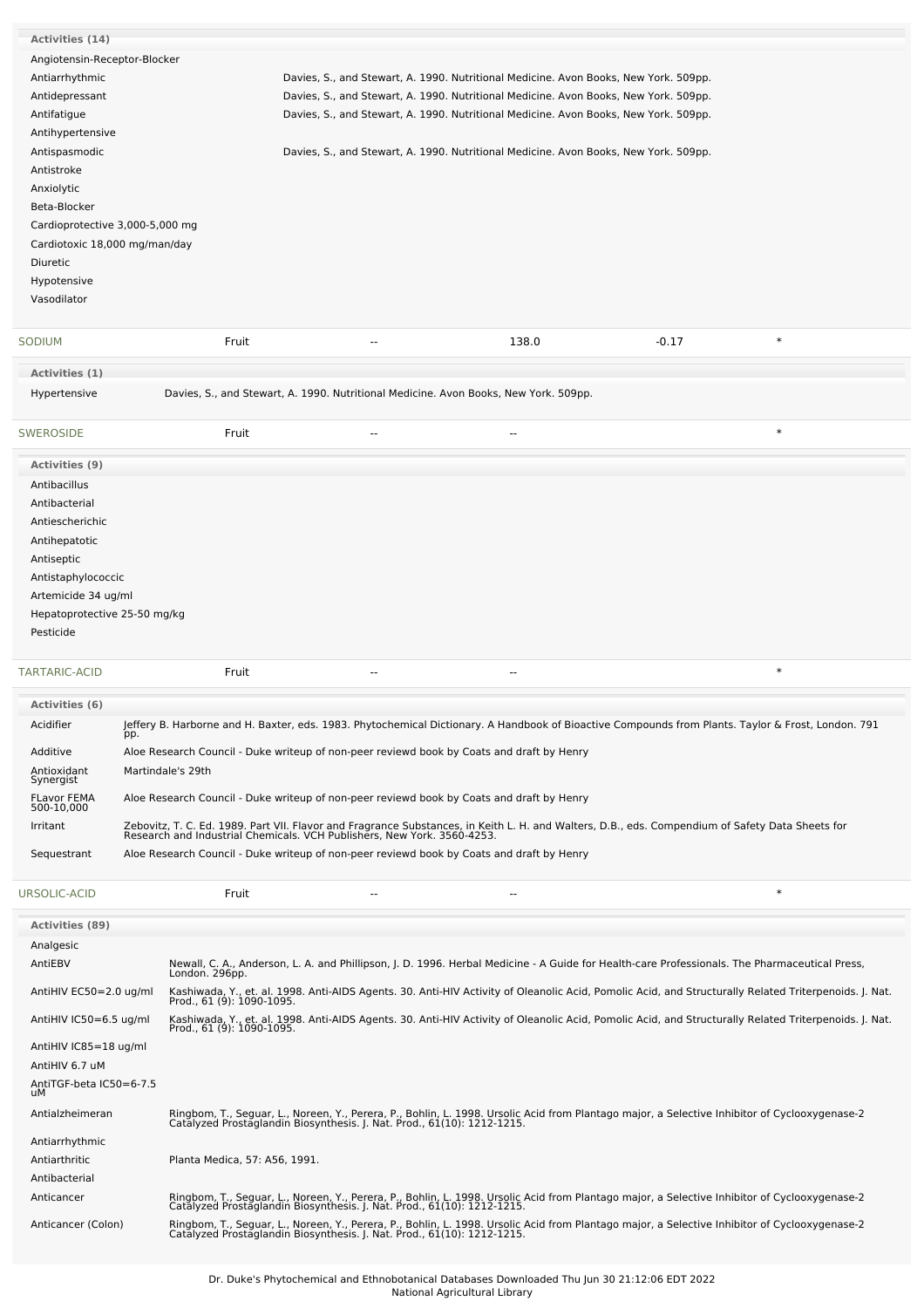**Activities (14)**

| Activity | Reference |
|---|---|
| Angiotensin-Receptor-Blocker | |
| Antiarrhythmic | Davies, S., and Stewart, A. 1990. Nutritional Medicine. Avon Books, New York. 509pp. |
| Antidepressant | Davies, S., and Stewart, A. 1990. Nutritional Medicine. Avon Books, New York. 509pp. |
| Antifatigue | Davies, S., and Stewart, A. 1990. Nutritional Medicine. Avon Books, New York. 509pp. |
| Antihypertensive | |
| Antispasmodic | Davies, S., and Stewart, A. 1990. Nutritional Medicine. Avon Books, New York. 509pp. |
| Antistroke | |
| Anxiolytic | |
| Beta-Blocker | |
| Cardioprotective 3,000-5,000 mg | |
| Cardiotoxic 18,000 mg/man/day | |
| Diuretic | |
| Hypotensive | |
| Vasodilator | |

| SODIUM | Fruit | -- | 138.0 | -0.17 | * |
|---|---|---|---|---|---|

**Activities (1)**

| Activity | Reference |
|---|---|
| Hypertensive | Davies, S., and Stewart, A. 1990. Nutritional Medicine. Avon Books, New York. 509pp. |

| SWEROSIDE | Fruit | -- | -- | | * |
|---|---|---|---|---|---|

**Activities (9)**

- Antibacillus
- Antibacterial
- Antiescherichic
- Antihepatotic
- Antiseptic
- Antistaphylococcic
- Artemicide 34 ug/ml
- Hepatoprotective 25-50 mg/kg
- Pesticide

| TARTARIC-ACID | Fruit | -- | -- | | * |
|---|---|---|---|---|---|

**Activities (6)**

| Activity | Reference |
|---|---|
| Acidifier | Jeffery B. Harborne and H. Baxter, eds. 1983. Phytochemical Dictionary. A Handbook of Bioactive Compounds from Plants. Taylor & Frost, London. 791 pp. |
| Additive | Aloe Research Council - Duke writeup of non-peer reviewd book by Coats and draft by Henry |
| Antioxidant Synergist | Martindale's 29th |
| FLavor FEMA 500-10,000 | Aloe Research Council - Duke writeup of non-peer reviewd book by Coats and draft by Henry |
| Irritant | Zebovitz, T. C. Ed. 1989. Part VII. Flavor and Fragrance Substances, in Keith L. H. and Walters, D.B., eds. Compendium of Safety Data Sheets for Research and Industrial Chemicals. VCH Publishers, New York. 3560-4253. |
| Sequestrant | Aloe Research Council - Duke writeup of non-peer reviewd book by Coats and draft by Henry |

| URSOLIC-ACID | Fruit | -- | -- | | * |
|---|---|---|---|---|---|

**Activities (89)**

| Activity | Reference |
|---|---|
| Analgesic | |
| AntiEBV | Newall, C. A., Anderson, L. A. and Phillipson, J. D. 1996. Herbal Medicine - A Guide for Health-care Professionals. The Pharmaceutical Press, London. 296pp. |
| AntiHIV EC50=2.0 ug/ml | Kashiwada, Y., et. al. 1998. Anti-AIDS Agents. 30. Anti-HIV Activity of Oleanolic Acid, Pomolic Acid, and Structurally Related Triterpenoids. J. Nat. Prod., 61 (9): 1090-1095. |
| AntiHIV IC50=6.5 ug/ml | Kashiwada, Y., et. al. 1998. Anti-AIDS Agents. 30. Anti-HIV Activity of Oleanolic Acid, Pomolic Acid, and Structurally Related Triterpenoids. J. Nat. Prod., 61 (9): 1090-1095. |
| AntiHIV IC85=18 ug/ml | |
| AntiHIV 6.7 uM | |
| AntiTGF-beta IC50=6-7.5 uM | |
| Antialzheimeran | Ringbom, T., Seguar, L., Noreen, Y., Perera, P., Bohlin, L. 1998. Ursolic Acid from Plantago major, a Selective Inhibitor of Cyclooxygenase-2 Catalyzed Prostaglandin Biosynthesis. J. Nat. Prod., 61(10): 1212-1215. |
| Antiarrhythmic | |
| Antiarthritic | Planta Medica, 57: A56, 1991. |
| Antibacterial | |
| Anticancer | Ringbom, T., Seguar, L., Noreen, Y., Perera, P., Bohlin, L. 1998. Ursolic Acid from Plantago major, a Selective Inhibitor of Cyclooxygenase-2 Catalyzed Prostaglandin Biosynthesis. J. Nat. Prod., 61(10): 1212-1215. |
| Anticancer (Colon) | Ringbom, T., Seguar, L., Noreen, Y., Perera, P., Bohlin, L. 1998. Ursolic Acid from Plantago major, a Selective Inhibitor of Cyclooxygenase-2 Catalyzed Prostaglandin Biosynthesis. J. Nat. Prod., 61(10): 1212-1215. |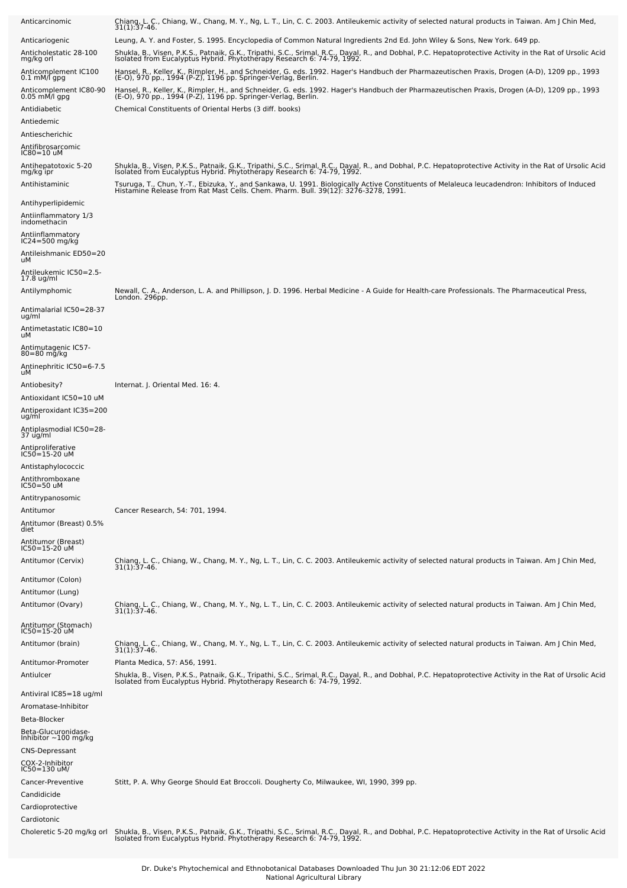| | |
|---|---|
| Anticarcinomic | Chiang, L. C., Chiang, W., Chang, M. Y., Ng, L. T., Lin, C. C. 2003. Antileukemic activity of selected natural products in Taiwan. Am J Chin Med, 31(1):37-46. |
| Anticariogenic | Leung, A. Y. and Foster, S. 1995. Encyclopedia of Common Natural Ingredients 2nd Ed. John Wiley & Sons, New York. 649 pp. |
| Anticholestatic 28-100 mg/kg orl | Shukla, B., Visen, P.K.S., Patnaik, G.K., Tripathi, S.C., Srimal, R.C., Dayal, R., and Dobhal, P.C. Hepatoprotective Activity in the Rat of Ursolic Acid Isolated from Eucalyptus Hybrid. Phytotherapy Research 6: 74-79, 1992. |
| Anticomplement IC100 0.1 mM/l gpg | Hansel, R., Keller, K., Rimpler, H., and Schneider, G. eds. 1992. Hager's Handbuch der Pharmazeutischen Praxis, Drogen (A-D), 1209 pp., 1993 (E-O), 970 pp., 1994 (P-Z), 1196 pp. Springer-Verlag, Berlin. |
| Anticomplement IC80-90 0.05 mM/l gpg | Hansel, R., Keller, K., Rimpler, H., and Schneider, G. eds. 1992. Hager's Handbuch der Pharmazeutischen Praxis, Drogen (A-D), 1209 pp., 1993 (E-O), 970 pp., 1994 (P-Z), 1196 pp. Springer-Verlag, Berlin. |
| Antidiabetic | Chemical Constituents of Oriental Herbs (3 diff. books) |
| Antiedemic | |
| Antiescherichic | |
| Antifibrosarcomic IC80=10 uM | |
| Antihepatotoxic 5-20 mg/kg ipr | Shukla, B., Visen, P.K.S., Patnaik, G.K., Tripathi, S.C., Srimal, R.C., Dayal, R., and Dobhal, P.C. Hepatoprotective Activity in the Rat of Ursolic Acid Isolated from Eucalyptus Hybrid. Phytotherapy Research 6: 74-79, 1992. |
| Antihistaminic | Tsuruga, T., Chun, Y.-T., Ebizuka, Y., and Sankawa, U. 1991. Biologically Active Constituents of Melaleuca leucadendron: Inhibitors of Induced Histamine Release from Rat Mast Cells. Chem. Pharm. Bull. 39(12): 3276-3278, 1991. |
| Antihyperlipidemic | |
| Antiinflammatory 1/3 indomethacin | |
| Antiinflammatory IC24=500 mg/kg | |
| Antileishmanic ED50=20 uM | |
| Antileukemic IC50=2.5-17.8 ug/ml | |
| Antilymphomic | Newall, C. A., Anderson, L. A. and Phillipson, J. D. 1996. Herbal Medicine - A Guide for Health-care Professionals. The Pharmaceutical Press, London. 296pp. |
| Antimalarial IC50=28-37 ug/ml | |
| Antimetastatic IC80=10 uM | |
| Antimutagenic IC57-80=80 mg/kg | |
| Antinephritic IC50=6-7.5 uM | |
| Antiobesity? | Internat. J. Oriental Med. 16: 4. |
| Antioxidant IC50=10 uM | |
| Antiperoxidant IC35=200 ug/ml | |
| Antiplasmodial IC50=28-37 ug/ml | |
| Antiproliferative IC50=15-20 uM | |
| Antistaphylococcic | |
| Antithromboxane IC50=50 uM | |
| Antitrypanosomic | |
| Antitumor | Cancer Research, 54: 701, 1994. |
| Antitumor (Breast) 0.5% diet | |
| Antitumor (Breast) IC50=15-20 uM | |
| Antitumor (Cervix) | Chiang, L. C., Chiang, W., Chang, M. Y., Ng, L. T., Lin, C. C. 2003. Antileukemic activity of selected natural products in Taiwan. Am J Chin Med, 31(1):37-46. |
| Antitumor (Colon) | |
| Antitumor (Lung) | |
| Antitumor (Ovary) | Chiang, L. C., Chiang, W., Chang, M. Y., Ng, L. T., Lin, C. C. 2003. Antileukemic activity of selected natural products in Taiwan. Am J Chin Med, 31(1):37-46. |
| Antitumor (Stomach) IC50=15-20 uM | |
| Antitumor (brain) | Chiang, L. C., Chiang, W., Chang, M. Y., Ng, L. T., Lin, C. C. 2003. Antileukemic activity of selected natural products in Taiwan. Am J Chin Med, 31(1):37-46. |
| Antitumor-Promoter | Planta Medica, 57: A56, 1991. |
| Antiulcer | Shukla, B., Visen, P.K.S., Patnaik, G.K., Tripathi, S.C., Srimal, R.C., Dayal, R., and Dobhal, P.C. Hepatoprotective Activity in the Rat of Ursolic Acid Isolated from Eucalyptus Hybrid. Phytotherapy Research 6: 74-79, 1992. |
| Antiviral IC85=18 ug/ml | |
| Aromatase-Inhibitor | |
| Beta-Blocker | |
| Beta-Glucuronidase-Inhibitor ~100 mg/kg | |
| CNS-Depressant | |
| COX-2-Inhibitor IC50=130 uM/ | |
| Cancer-Preventive | Stitt, P. A. Why George Should Eat Broccoli. Dougherty Co, Milwaukee, WI, 1990, 399 pp. |
| Candidicide | |
| Cardioprotective | |
| Cardiotonic | |
| Choleretic 5-20 mg/kg orl | Shukla, B., Visen, P.K.S., Patnaik, G.K., Tripathi, S.C., Srimal, R.C., Dayal, R., and Dobhal, P.C. Hepatoprotective Activity in the Rat of Ursolic Acid Isolated from Eucalyptus Hybrid. Phytotherapy Research 6: 74-79, 1992. |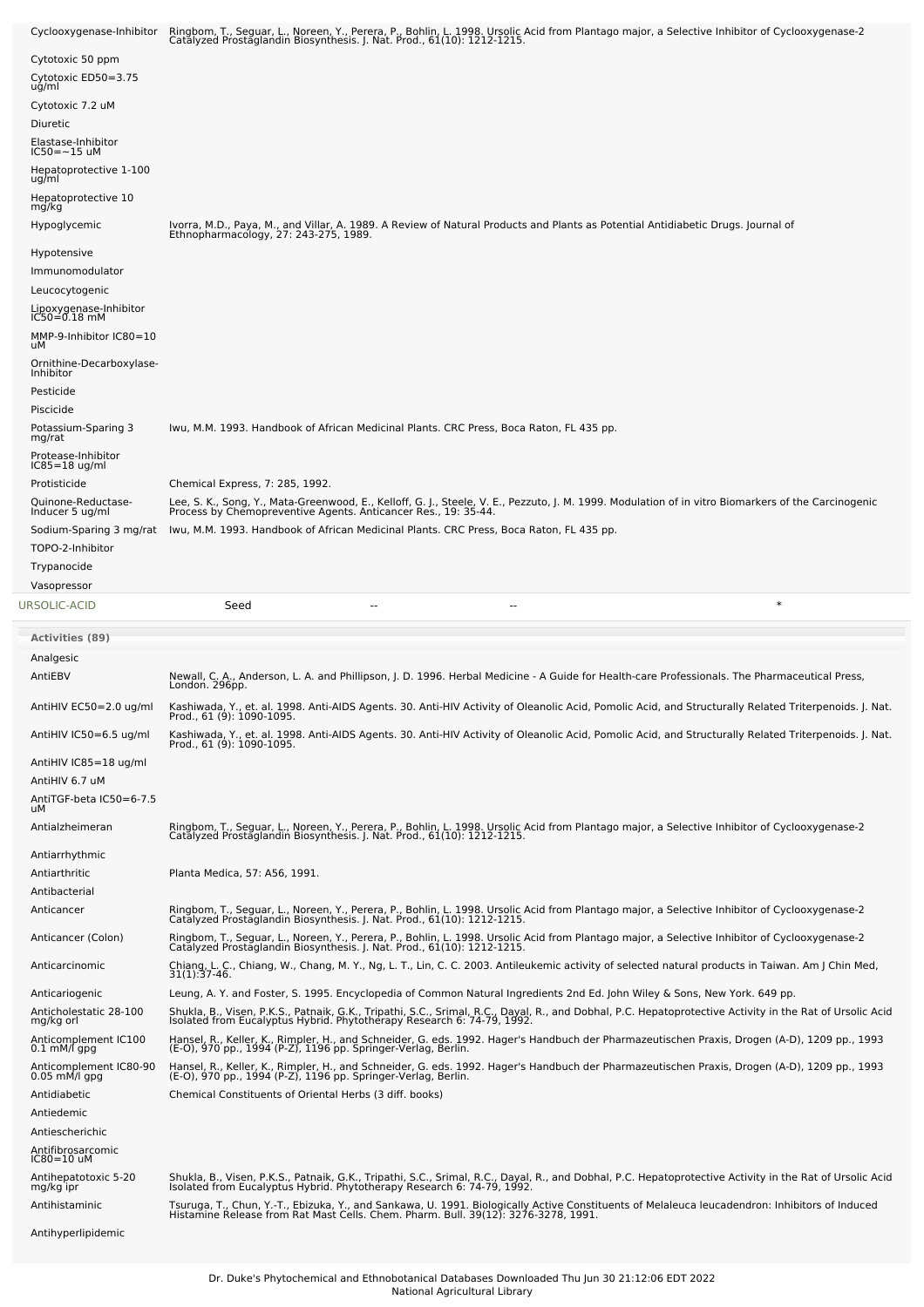| | |
|---|---|
| Cyclooxygenase-Inhibitor | Ringbom, T., Seguar, L., Noreen, Y., Perera, P., Bohlin, L. 1998. Ursolic Acid from Plantago major, a Selective Inhibitor of Cyclooxygenase-2 Catalyzed Prostaglandin Biosynthesis. J. Nat. Prod., 61(10): 1212-1215. |
| Cytotoxic 50 ppm | |
| Cytotoxic ED50=3.75 ug/ml | |
| Cytotoxic 7.2 uM | |
| Diuretic | |
| Elastase-Inhibitor IC50=~15 uM | |
| Hepatoprotective 1-100 ug/ml | |
| Hepatoprotective 10 mg/kg | |
| Hypoglycemic | Ivorra, M.D., Paya, M., and Villar, A. 1989. A Review of Natural Products and Plants as Potential Antidiabetic Drugs. Journal of Ethnopharmacology, 27: 243-275, 1989. |
| Hypotensive | |
| Immunomodulator | |
| Leucocytogenic | |
| Lipoxygenase-Inhibitor IC50=0.18 mM | |
| MMP-9-Inhibitor IC80=10 uM | |
| Ornithine-Decarboxylase-Inhibitor | |
| Pesticide | |
| Piscicide | |
| Potassium-Sparing 3 mg/rat | Iwu, M.M. 1993. Handbook of African Medicinal Plants. CRC Press, Boca Raton, FL 435 pp. |
| Protease-Inhibitor IC85=18 ug/ml | |
| Protisticide | Chemical Express, 7: 285, 1992. |
| Quinone-Reductase-Inducer 5 ug/ml | Lee, S. K., Song, Y., Mata-Greenwood, E., Kelloff, G. J., Steele, V. E., Pezzuto, J. M. 1999. Modulation of in vitro Biomarkers of the Carcinogenic Process by Chemopreventive Agents. Anticancer Res., 19: 35-44. |
| Sodium-Sparing 3 mg/rat | Iwu, M.M. 1993. Handbook of African Medicinal Plants. CRC Press, Boca Raton, FL 435 pp. |
| TOPO-2-Inhibitor | |
| Trypanocide | |
| Vasopressor | |

| URSOLIC-ACID | Seed | -- | -- | * |
|---|---|---|---|---|

| Activities (89) | |
|---|---|
| Analgesic | |
| AntiEBV | Newall, C. A., Anderson, L. A. and Phillipson, J. D. 1996. Herbal Medicine - A Guide for Health-care Professionals. The Pharmaceutical Press, London. 296pp. |
| AntiHIV EC50=2.0 ug/ml | Kashiwada, Y., et. al. 1998. Anti-AIDS Agents. 30. Anti-HIV Activity of Oleanolic Acid, Pomolic Acid, and Structurally Related Triterpenoids. J. Nat. Prod., 61 (9): 1090-1095. |
| AntiHIV IC50=6.5 ug/ml | Kashiwada, Y., et. al. 1998. Anti-AIDS Agents. 30. Anti-HIV Activity of Oleanolic Acid, Pomolic Acid, and Structurally Related Triterpenoids. J. Nat. Prod., 61 (9): 1090-1095. |
| AntiHIV IC85=18 ug/ml | |
| AntiHIV 6.7 uM | |
| AntiTGF-beta IC50=6-7.5 uM | |
| Antialzheimeran | Ringbom, T., Seguar, L., Noreen, Y., Perera, P., Bohlin, L. 1998. Ursolic Acid from Plantago major, a Selective Inhibitor of Cyclooxygenase-2 Catalyzed Prostaglandin Biosynthesis. J. Nat. Prod., 61(10): 1212-1215. |
| Antiarrhythmic | |
| Antiarthritic | Planta Medica, 57: A56, 1991. |
| Antibacterial | |
| Anticancer | Ringbom, T., Seguar, L., Noreen, Y., Perera, P., Bohlin, L. 1998. Ursolic Acid from Plantago major, a Selective Inhibitor of Cyclooxygenase-2 Catalyzed Prostaglandin Biosynthesis. J. Nat. Prod., 61(10): 1212-1215. |
| Anticancer (Colon) | Ringbom, T., Seguar, L., Noreen, Y., Perera, P., Bohlin, L. 1998. Ursolic Acid from Plantago major, a Selective Inhibitor of Cyclooxygenase-2 Catalyzed Prostaglandin Biosynthesis. J. Nat. Prod., 61(10): 1212-1215. |
| Anticarcinomic | Chiang, L. C., Chiang, W., Chang, M. Y., Ng, L. T., Lin, C. C. 2003. Antileukemic activity of selected natural products in Taiwan. Am J Chin Med, 31(1):37-46. |
| Anticariogenic | Leung, A. Y. and Foster, S. 1995. Encyclopedia of Common Natural Ingredients 2nd Ed. John Wiley & Sons, New York. 649 pp. |
| Anticholestatic 28-100 mg/kg orl | Shukla, B., Visen, P.K.S., Patnaik, G.K., Tripathi, S.C., Srimal, R.C., Dayal, R., and Dobhal, P.C. Hepatoprotective Activity in the Rat of Ursolic Acid Isolated from Eucalyptus Hybrid. Phytotherapy Research 6: 74-79, 1992. |
| Anticomplement IC100 0.1 mM/l gpg | Hansel, R., Keller, K., Rimpler, H., and Schneider, G. eds. 1992. Hager's Handbuch der Pharmazeutischen Praxis, Drogen (A-D), 1209 pp., 1993 (E-O), 970 pp., 1994 (P-Z), 1196 pp. Springer-Verlag, Berlin. |
| Anticomplement IC80-90 0.05 mM/l gpg | Hansel, R., Keller, K., Rimpler, H., and Schneider, G. eds. 1992. Hager's Handbuch der Pharmazeutischen Praxis, Drogen (A-D), 1209 pp., 1993 (E-O), 970 pp., 1994 (P-Z), 1196 pp. Springer-Verlag, Berlin. |
| Antidiabetic | Chemical Constituents of Oriental Herbs (3 diff. books) |
| Antiedemic | |
| Antiescherichic | |
| Antifibrosarcomic IC80=10 uM | |
| Antihepatotoxic 5-20 mg/kg ipr | Shukla, B., Visen, P.K.S., Patnaik, G.K., Tripathi, S.C., Srimal, R.C., Dayal, R., and Dobhal, P.C. Hepatoprotective Activity in the Rat of Ursolic Acid Isolated from Eucalyptus Hybrid. Phytotherapy Research 6: 74-79, 1992. |
| Antihistaminic | Tsuruga, T., Chun, Y.-T., Ebizuka, Y., and Sankawa, U. 1991. Biologically Active Constituents of Melaleuca leucadendron: Inhibitors of Induced Histamine Release from Rat Mast Cells. Chem. Pharm. Bull. 39(12): 3276-3278, 1991. |
| Antihyperlipidemic | |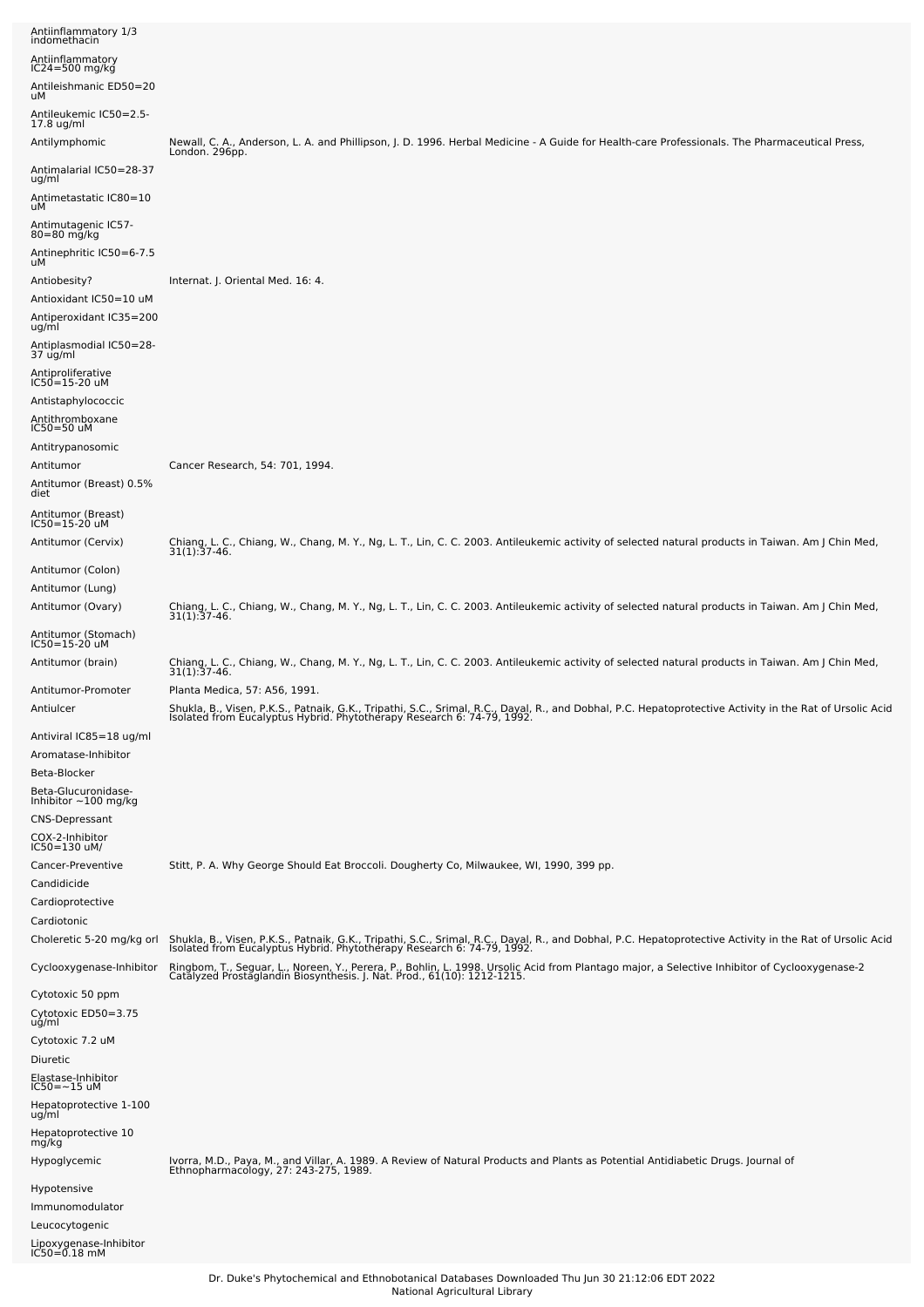| | |
|---|---|
| Antiinflammatory 1/3 indomethacin | |
| Antiinflammatory IC24=500 mg/kg | |
| Antileishmanic ED50=20 uM | |
| Antileukemic IC50=2.5-17.8 ug/ml | |
| Antilymphomic | Newall, C. A., Anderson, L. A. and Phillipson, J. D. 1996. Herbal Medicine - A Guide for Health-care Professionals. The Pharmaceutical Press, London. 296pp. |
| Antimalarial IC50=28-37 ug/ml | |
| Antimetastatic IC80=10 uM | |
| Antimutagenic IC57-80=80 mg/kg | |
| Antinephritic IC50=6-7.5 uM | |
| Antiobesity? | Internat. J. Oriental Med. 16: 4. |
| Antioxidant IC50=10 uM | |
| Antiperoxidant IC35=200 ug/ml | |
| Antiplasmodial IC50=28-37 ug/ml | |
| Antiproliferative IC50=15-20 uM | |
| Antistaphylococcic | |
| Antithromboxane IC50=50 uM | |
| Antitrypanosomic | |
| Antitumor | Cancer Research, 54: 701, 1994. |
| Antitumor (Breast) 0.5% diet | |
| Antitumor (Breast) IC50=15-20 uM | |
| Antitumor (Cervix) | Chiang, L. C., Chiang, W., Chang, M. Y., Ng, L. T., Lin, C. C. 2003. Antileukemic activity of selected natural products in Taiwan. Am J Chin Med, 31(1):37-46. |
| Antitumor (Colon) | |
| Antitumor (Lung) | |
| Antitumor (Ovary) | Chiang, L. C., Chiang, W., Chang, M. Y., Ng, L. T., Lin, C. C. 2003. Antileukemic activity of selected natural products in Taiwan. Am J Chin Med, 31(1):37-46. |
| Antitumor (Stomach) IC50=15-20 uM | |
| Antitumor (brain) | Chiang, L. C., Chiang, W., Chang, M. Y., Ng, L. T., Lin, C. C. 2003. Antileukemic activity of selected natural products in Taiwan. Am J Chin Med, 31(1):37-46. |
| Antitumor-Promoter | Planta Medica, 57: A56, 1991. |
| Antiulcer | Shukla, B., Visen, P.K.S., Patnaik, G.K., Tripathi, S.C., Srimal, R.C., Dayal, R., and Dobhal, P.C. Hepatoprotective Activity in the Rat of Ursolic Acid Isolated from Eucalyptus Hybrid. Phytotherapy Research 6: 74-79, 1992. |
| Antiviral IC85=18 ug/ml | |
| Aromatase-Inhibitor | |
| Beta-Blocker | |
| Beta-Glucuronidase-Inhibitor ~100 mg/kg | |
| CNS-Depressant | |
| COX-2-Inhibitor IC50=130 uM/ | |
| Cancer-Preventive | Stitt, P. A. Why George Should Eat Broccoli. Dougherty Co, Milwaukee, WI, 1990, 399 pp. |
| Candidicide | |
| Cardioprotective | |
| Cardiotonic | |
| Choleretic 5-20 mg/kg orl | Shukla, B., Visen, P.K.S., Patnaik, G.K., Tripathi, S.C., Srimal, R.C., Dayal, R., and Dobhal, P.C. Hepatoprotective Activity in the Rat of Ursolic Acid Isolated from Eucalyptus Hybrid. Phytotherapy Research 6: 74-79, 1992. |
| Cyclooxygenase-Inhibitor | Ringbom, T., Seguar, L., Noreen, Y., Perera, P., Bohlin, L. 1998. Ursolic Acid from Plantago major, a Selective Inhibitor of Cyclooxygenase-2 Catalyzed Prostaglandin Biosynthesis. J. Nat. Prod., 61(10): 1212-1215. |
| Cytotoxic 50 ppm | |
| Cytotoxic ED50=3.75 ug/ml | |
| Cytotoxic 7.2 uM | |
| Diuretic | |
| Elastase-Inhibitor IC50=~15 uM | |
| Hepatoprotective 1-100 ug/ml | |
| Hepatoprotective 10 mg/kg | |
| Hypoglycemic | Ivorra, M.D., Paya, M., and Villar, A. 1989. A Review of Natural Products and Plants as Potential Antidiabetic Drugs. Journal of Ethnopharmacology, 27: 243-275, 1989. |
| Hypotensive | |
| Immunomodulator | |
| Leucocytogenic | |
| Lipoxygenase-Inhibitor IC50=0.18 mM | |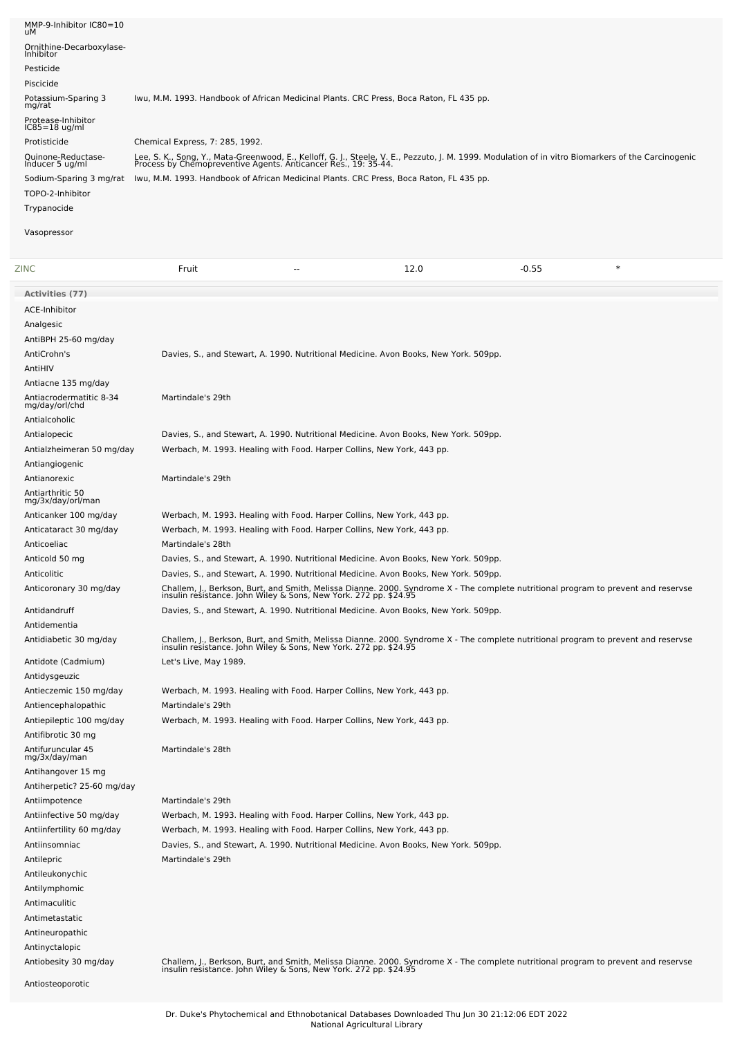| Activity | Reference |
|---|---|
| MMP-9-Inhibitor IC80=10 uM | |
| Ornithine-Decarboxylase-Inhibitor | |
| Pesticide | |
| Piscicide | |
| Potassium-Sparing 3 mg/rat | Iwu, M.M. 1993. Handbook of African Medicinal Plants. CRC Press, Boca Raton, FL 435 pp. |
| Protease-Inhibitor IC85=18 ug/ml | |
| Protisticide | Chemical Express, 7: 285, 1992. |
| Quinone-Reductase-Inducer 5 ug/ml | Lee, S. K., Song, Y., Mata-Greenwood, E., Kelloff, G. J., Steele, V. E., Pezzuto, J. M. 1999. Modulation of in vitro Biomarkers of the Carcinogenic Process by Chemopreventive Agents. Anticancer Res., 19: 35-44. |
| Sodium-Sparing 3 mg/rat | Iwu, M.M. 1993. Handbook of African Medicinal Plants. CRC Press, Boca Raton, FL 435 pp. |
| TOPO-2-Inhibitor | |
| Trypanocide | |
| Vasopressor | |

| ZINC | Fruit | -- | 12.0 | -0.55 | * |
|---|---|---|---|---|---|

**Activities (77)**

| Activity | Reference |
|---|---|
| ACE-Inhibitor | |
| Analgesic | |
| AntiBPH 25-60 mg/day | |
| AntiCrohn's | Davies, S., and Stewart, A. 1990. Nutritional Medicine. Avon Books, New York. 509pp. |
| AntiHIV | |
| Antiacne 135 mg/day | |
| Antiacrodermatitic 8-34 mg/day/orl/chd | Martindale's 29th |
| Antialcoholic | |
| Antialopecic | Davies, S., and Stewart, A. 1990. Nutritional Medicine. Avon Books, New York. 509pp. |
| Antialzheimeran 50 mg/day | Werbach, M. 1993. Healing with Food. Harper Collins, New York, 443 pp. |
| Antiangiogenic | |
| Antianorexic | Martindale's 29th |
| Antiarthritic 50 mg/3x/day/orl/man | |
| Anticanker 100 mg/day | Werbach, M. 1993. Healing with Food. Harper Collins, New York, 443 pp. |
| Anticataract 30 mg/day | Werbach, M. 1993. Healing with Food. Harper Collins, New York, 443 pp. |
| Anticoeliac | Martindale's 28th |
| Anticold 50 mg | Davies, S., and Stewart, A. 1990. Nutritional Medicine. Avon Books, New York. 509pp. |
| Anticolitic | Davies, S., and Stewart, A. 1990. Nutritional Medicine. Avon Books, New York. 509pp. |
| Anticoronary 30 mg/day | Challem, J., Berkson, Burt, and Smith, Melissa Dianne. 2000. Syndrome X - The complete nutritional program to prevent and reservse insulin resistance. John Wiley & Sons, New York. 272 pp. $24.95 |
| Antidandruff | Davies, S., and Stewart, A. 1990. Nutritional Medicine. Avon Books, New York. 509pp. |
| Antidementia | |
| Antidiabetic 30 mg/day | Challem, J., Berkson, Burt, and Smith, Melissa Dianne. 2000. Syndrome X - The complete nutritional program to prevent and reservse insulin resistance. John Wiley & Sons, New York. 272 pp. $24.95 |
| Antidote (Cadmium) | Let's Live, May 1989. |
| Antidysgeuzic | |
| Antieczemic 150 mg/day | Werbach, M. 1993. Healing with Food. Harper Collins, New York, 443 pp. |
| Antiencephalopathic | Martindale's 29th |
| Antiepileptic 100 mg/day | Werbach, M. 1993. Healing with Food. Harper Collins, New York, 443 pp. |
| Antifibrotic 30 mg | |
| Antifuruncular 45 mg/3x/day/man | Martindale's 28th |
| Antihangover 15 mg | |
| Antiherpetic? 25-60 mg/day | |
| Antiimpotence | Martindale's 29th |
| Antiinfective 50 mg/day | Werbach, M. 1993. Healing with Food. Harper Collins, New York, 443 pp. |
| Antiinfertility 60 mg/day | Werbach, M. 1993. Healing with Food. Harper Collins, New York, 443 pp. |
| Antiinsomniac | Davies, S., and Stewart, A. 1990. Nutritional Medicine. Avon Books, New York. 509pp. |
| Antilepric | Martindale's 29th |
| Antileukonychic | |
| Antilymphomic | |
| Antimaculitic | |
| Antimetastatic | |
| Antineuropathic | |
| Antinyctalopic | |
| Antiobesity 30 mg/day | Challem, J., Berkson, Burt, and Smith, Melissa Dianne. 2000. Syndrome X - The complete nutritional program to prevent and reservse insulin resistance. John Wiley & Sons, New York. 272 pp. $24.95 |
| Antiosteoporotic | |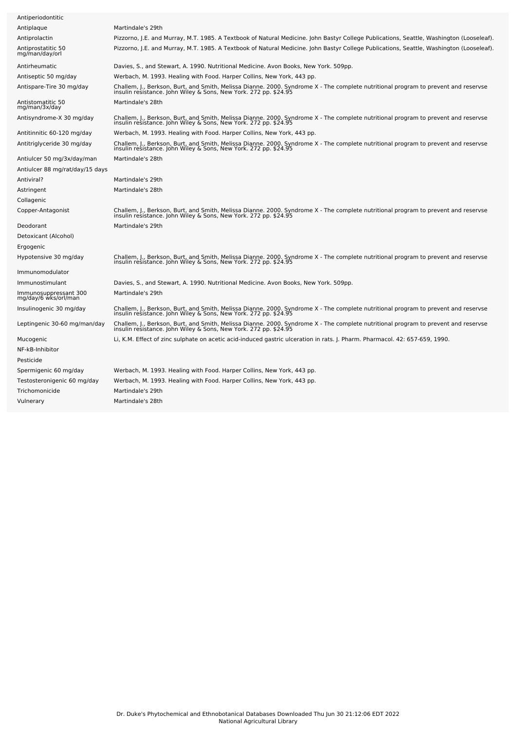| | |
|---|---|
| Antiperiodontitic | |
| Antiplaque | Martindale's 29th |
| Antiprolactin | Pizzorno, J.E. and Murray, M.T. 1985. A Textbook of Natural Medicine. John Bastyr College Publications, Seattle, Washington (Looseleaf). |
| Antiprostatitic 50 mg/man/day/orl | Pizzorno, J.E. and Murray, M.T. 1985. A Textbook of Natural Medicine. John Bastyr College Publications, Seattle, Washington (Looseleaf). |
| Antirheumatic | Davies, S., and Stewart, A. 1990. Nutritional Medicine. Avon Books, New York. 509pp. |
| Antiseptic 50 mg/day | Werbach, M. 1993. Healing with Food. Harper Collins, New York, 443 pp. |
| Antispare-Tire 30 mg/day | Challem, J., Berkson, Burt, and Smith, Melissa Dianne. 2000. Syndrome X - The complete nutritional program to prevent and reservse insulin resistance. John Wiley & Sons, New York. 272 pp. $24.95 |
| Antistomatitic 50 mg/man/3x/day | Martindale's 28th |
| Antisyndrome-X 30 mg/day | Challem, J., Berkson, Burt, and Smith, Melissa Dianne. 2000. Syndrome X - The complete nutritional program to prevent and reservse insulin resistance. John Wiley & Sons, New York. 272 pp. $24.95 |
| Antitinnitic 60-120 mg/day | Werbach, M. 1993. Healing with Food. Harper Collins, New York, 443 pp. |
| Antitriglyceride 30 mg/day | Challem, J., Berkson, Burt, and Smith, Melissa Dianne. 2000. Syndrome X - The complete nutritional program to prevent and reservse insulin resistance. John Wiley & Sons, New York. 272 pp. $24.95 |
| Antiulcer 50 mg/3x/day/man | Martindale's 28th |
| Antiulcer 88 mg/rat/day/15 days | |
| Antiviral? | Martindale's 29th |
| Astringent | Martindale's 28th |
| Collagenic | |
| Copper-Antagonist | Challem, J., Berkson, Burt, and Smith, Melissa Dianne. 2000. Syndrome X - The complete nutritional program to prevent and reservse insulin resistance. John Wiley & Sons, New York. 272 pp. $24.95 |
| Deodorant | Martindale's 29th |
| Detoxicant (Alcohol) | |
| Ergogenic | |
| Hypotensive 30 mg/day | Challem, J., Berkson, Burt, and Smith, Melissa Dianne. 2000. Syndrome X - The complete nutritional program to prevent and reservse insulin resistance. John Wiley & Sons, New York. 272 pp. $24.95 |
| Immunomodulator | |
| Immunostimulant | Davies, S., and Stewart, A. 1990. Nutritional Medicine. Avon Books, New York. 509pp. |
| Immunosuppressant 300 mg/day/6 wks/orl/man | Martindale's 29th |
| Insulinogenic 30 mg/day | Challem, J., Berkson, Burt, and Smith, Melissa Dianne. 2000. Syndrome X - The complete nutritional program to prevent and reservse insulin resistance. John Wiley & Sons, New York. 272 pp. $24.95 |
| Leptingenic 30-60 mg/man/day | Challem, J., Berkson, Burt, and Smith, Melissa Dianne. 2000. Syndrome X - The complete nutritional program to prevent and reservse insulin resistance. John Wiley & Sons, New York. 272 pp. $24.95 |
| Mucogenic | Li, K.M. Effect of zinc sulphate on acetic acid-induced gastric ulceration in rats. J. Pharm. Pharmacol. 42: 657-659, 1990. |
| NF-kB-Inhibitor | |
| Pesticide | |
| Spermigenic 60 mg/day | Werbach, M. 1993. Healing with Food. Harper Collins, New York, 443 pp. |
| Testosteronigenic 60 mg/day | Werbach, M. 1993. Healing with Food. Harper Collins, New York, 443 pp. |
| Trichomonicide | Martindale's 29th |
| Vulnerary | Martindale's 28th |